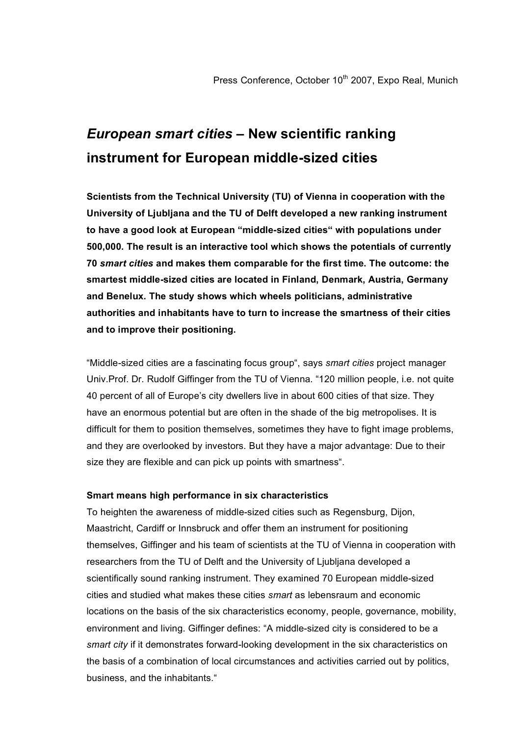Press Conference, October 10th 2007, Expo Real, Munich

# *European smart cities* – New scientific ranking instrument for European middle-sized cities

**Scientists from the Technical University (TU) of Vienna in cooperation with the University of Ljubljana and the TU of Delft developed a new ranking instrument to have a good look at European "middle-sized cities" with populations under 500,000. The result is an interactive tool which shows the potentials of currently 70 *smart cities* and makes them comparable for the first time. The outcome: the smartest middle-sized cities are located in Finland, Denmark, Austria, Germany and Benelux. The study shows which wheels politicians, administrative authorities and inhabitants have to turn to increase the smartness of their cities and to improve their positioning.**

"Middle-sized cities are a fascinating focus group", says *smart cities* project manager Univ.Prof. Dr. Rudolf Giffinger from the TU of Vienna. "120 million people, i.e. not quite 40 percent of all of Europe's city dwellers live in about 600 cities of that size. They have an enormous potential but are often in the shade of the big metropolises. It is difficult for them to position themselves, sometimes they have to fight image problems, and they are overlooked by investors. But they have a major advantage: Due to their size they are flexible and can pick up points with smartness".

**Smart means high performance in six characteristics**

To heighten the awareness of middle-sized cities such as Regensburg, Dijon, Maastricht, Cardiff or Innsbruck and offer them an instrument for positioning themselves, Giffinger and his team of scientists at the TU of Vienna in cooperation with researchers from the TU of Delft and the University of Ljubljana developed a scientifically sound ranking instrument. They examined 70 European middle-sized cities and studied what makes these cities *smart* as lebensraum and economic locations on the basis of the six characteristics economy, people, governance, mobility, environment and living. Giffinger defines: "A middle-sized city is considered to be a *smart city* if it demonstrates forward-looking development in the six characteristics on the basis of a combination of local circumstances and activities carried out by politics, business, and the inhabitants."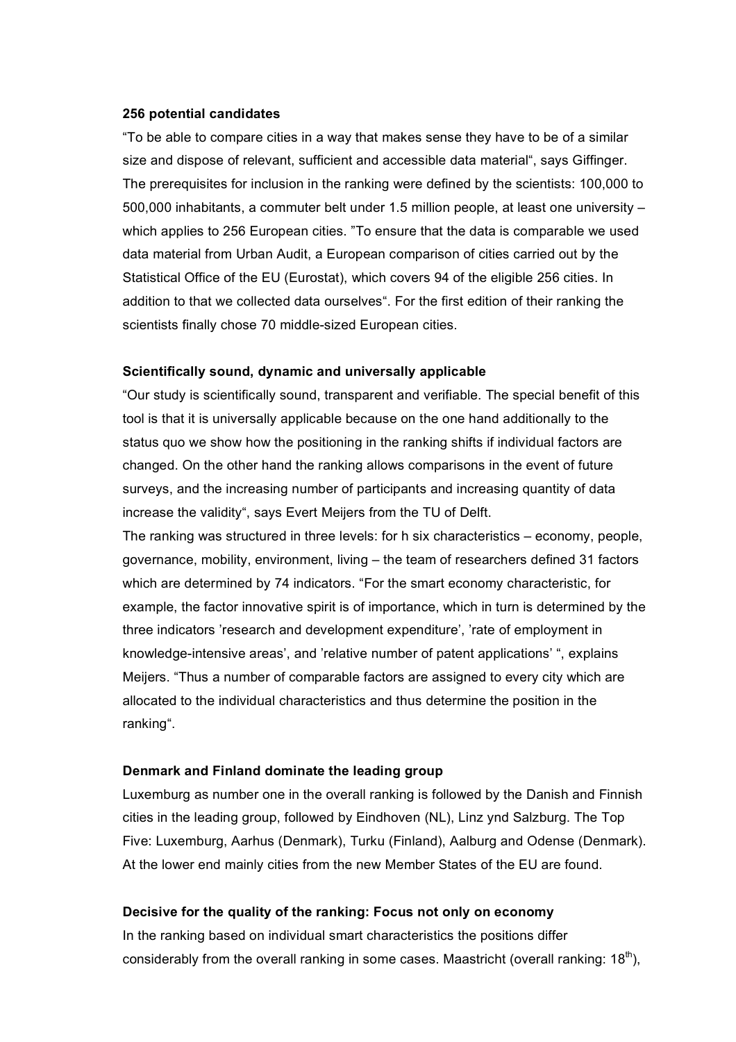**256 potential candidates**

“To be able to compare cities in a way that makes sense they have to be of a similar size and dispose of relevant, sufficient and accessible data material“, says Giffinger. The prerequisites for inclusion in the ranking were defined by the scientists: 100,000 to 500,000 inhabitants, a commuter belt under 1.5 million people, at least one university – which applies to 256 European cities. ”To ensure that the data is comparable we used data material from Urban Audit, a European comparison of cities carried out by the Statistical Office of the EU (Eurostat), which covers 94 of the eligible 256 cities. In addition to that we collected data ourselves“. For the first edition of their ranking the scientists finally chose 70 middle-sized European cities.

**Scientifically sound, dynamic and universally applicable**

“Our study is scientifically sound, transparent and verifiable. The special benefit of this tool is that it is universally applicable because on the one hand additionally to the status quo we show how the positioning in the ranking shifts if individual factors are changed. On the other hand the ranking allows comparisons in the event of future surveys, and the increasing number of participants and increasing quantity of data increase the validity“, says Evert Meijers from the TU of Delft.

The ranking was structured in three levels: for h six characteristics – economy, people, governance, mobility, environment, living – the team of researchers defined 31 factors which are determined by 74 indicators. “For the smart economy characteristic, for example, the factor innovative spirit is of importance, which in turn is determined by the three indicators ’research and development expenditure’, ’rate of employment in knowledge-intensive areas’, and ’relative number of patent applications’ “, explains Meijers. “Thus a number of comparable factors are assigned to every city which are allocated to the individual characteristics and thus determine the position in the ranking“.

**Denmark and Finland dominate the leading group**

Luxemburg as number one in the overall ranking is followed by the Danish and Finnish cities in the leading group, followed by Eindhoven (NL), Linz ynd Salzburg. The Top Five: Luxemburg, Aarhus (Denmark), Turku (Finland), Aalburg and Odense (Denmark). At the lower end mainly cities from the new Member States of the EU are found.

**Decisive for the quality of the ranking: Focus not only on economy**

In the ranking based on individual smart characteristics the positions differ considerably from the overall ranking in some cases. Maastricht (overall ranking: 18th),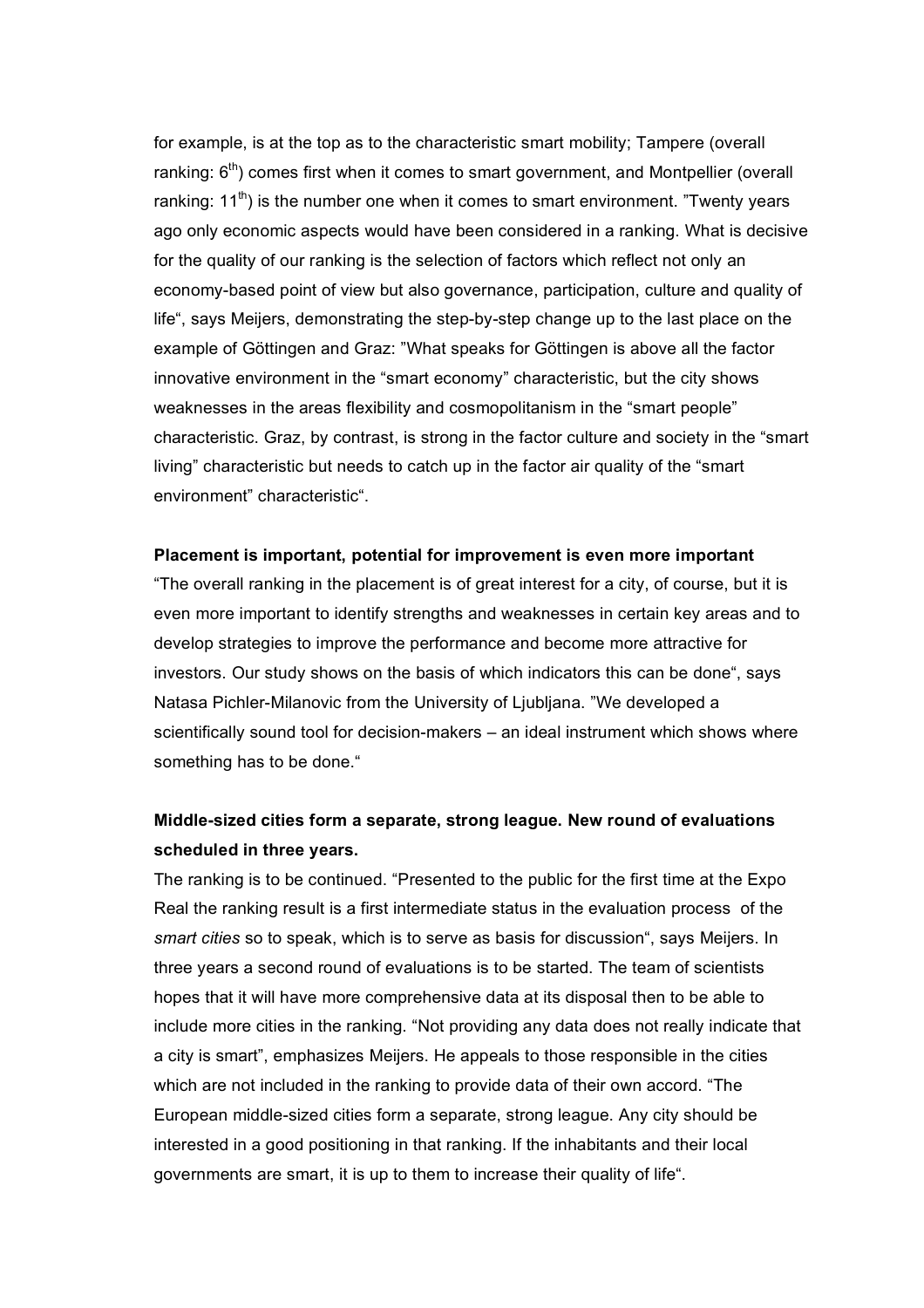for example, is at the top as to the characteristic smart mobility; Tampere (overall ranking: $6^{th}$) comes first when it comes to smart government, and Montpellier (overall ranking: $11^{th}$) is the number one when it comes to smart environment. ”Twenty years ago only economic aspects would have been considered in a ranking. What is decisive for the quality of our ranking is the selection of factors which reflect not only an economy-based point of view but also governance, participation, culture and quality of life“, says Meijers, demonstrating the step-by-step change up to the last place on the example of Göttingen and Graz: ”What speaks for Göttingen is above all the factor innovative environment in the “smart economy” characteristic, but the city shows weaknesses in the areas flexibility and cosmopolitanism in the “smart people” characteristic. Graz, by contrast, is strong in the factor culture and society in the “smart living” characteristic but needs to catch up in the factor air quality of the “smart environment” characteristic“.

**Placement is important, potential for improvement is even more important**

“The overall ranking in the placement is of great interest for a city, of course, but it is even more important to identify strengths and weaknesses in certain key areas and to develop strategies to improve the performance and become more attractive for investors. Our study shows on the basis of which indicators this can be done“, says Natasa Pichler-Milanovic from the University of Ljubljana. ”We developed a scientifically sound tool for decision-makers – an ideal instrument which shows where something has to be done.“

**Middle-sized cities form a separate, strong league. New round of evaluations scheduled in three years.**

The ranking is to be continued. “Presented to the public for the first time at the Expo Real the ranking result is a first intermediate status in the evaluation process of the *smart cities* so to speak, which is to serve as basis for discussion“, says Meijers. In three years a second round of evaluations is to be started. The team of scientists hopes that it will have more comprehensive data at its disposal then to be able to include more cities in the ranking. “Not providing any data does not really indicate that a city is smart”, emphasizes Meijers. He appeals to those responsible in the cities which are not included in the ranking to provide data of their own accord. “The European middle-sized cities form a separate, strong league. Any city should be interested in a good positioning in that ranking. If the inhabitants and their local governments are smart, it is up to them to increase their quality of life“.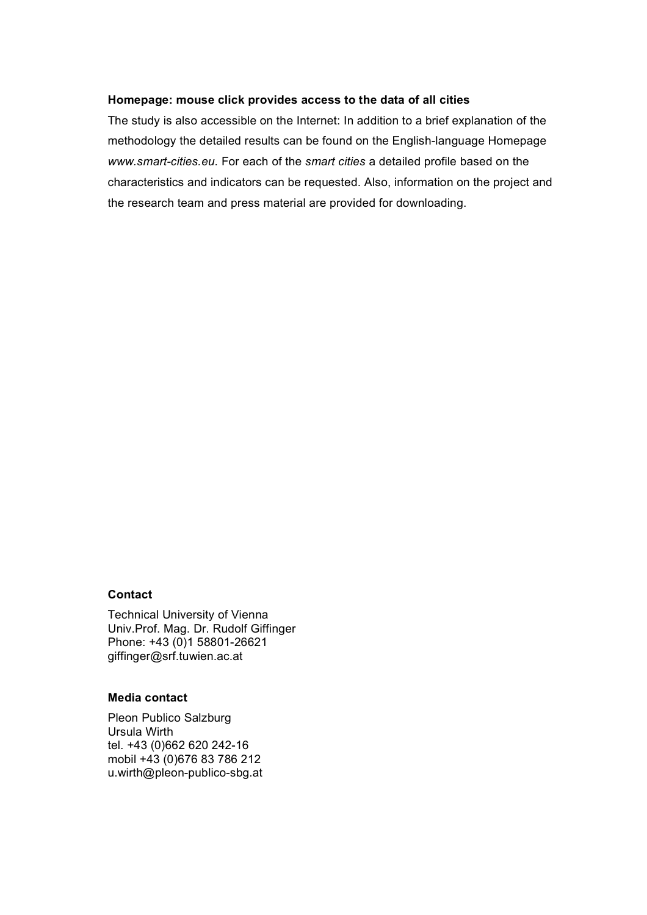**Homepage: mouse click provides access to the data of all cities**

The study is also accessible on the Internet: In addition to a brief explanation of the methodology the detailed results can be found on the English-language Homepage *www.smart-cities.eu*. For each of the *smart cities* a detailed profile based on the characteristics and indicators can be requested. Also, information on the project and the research team and press material are provided for downloading.

**Contact**

Technical University of Vienna
Univ.Prof. Mag. Dr. Rudolf Giffinger
Phone: +43 (0)1 58801-26621
giffinger@srf.tuwien.ac.at

**Media contact**

Pleon Publico Salzburg
Ursula Wirth
tel. +43 (0)662 620 242-16
mobil +43 (0)676 83 786 212
u.wirth@pleon-publico-sbg.at